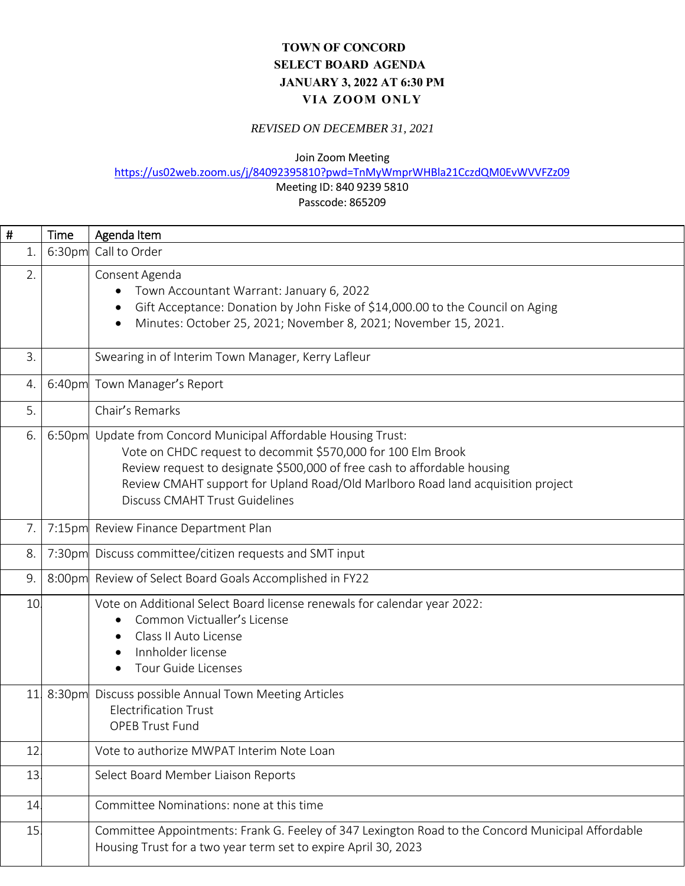# TOWN OF CONCORD
## SELECT BOARD AGENDA
## JANUARY 3, 2022 AT 6:30 PM
## VIA ZOOM ONLY

*REVISED ON DECEMBER 31, 2021*

Join Zoom Meeting
https://us02web.zoom.us/j/84092395810?pwd=TnMyWmprWHBla21CczdQM0EvWVVFZz09
Meeting ID: 840 9239 5810
Passcode: 865209

| # | Time | Agenda Item |
|---|---|---|
| 1. | 6:30pm | Call to Order |
| 2. | | Consent Agenda<br>• Town Accountant Warrant: January 6, 2022<br>• Gift Acceptance: Donation by John Fiske of $14,000.00 to the Council on Aging<br>• Minutes: October 25, 2021; November 8, 2021; November 15, 2021. |
| 3. | | Swearing in of Interim Town Manager, Kerry Lafleur |
| 4. | 6:40pm | Town Manager's Report |
| 5. | | Chair's Remarks |
| 6. | 6:50pm | Update from Concord Municipal Affordable Housing Trust:<br>Vote on CHDC request to decommit $570,000 for 100 Elm Brook<br>Review request to designate $500,000 of free cash to affordable housing<br>Review CMAHT support for Upland Road/Old Marlboro Road land acquisition project<br>Discuss CMAHT Trust Guidelines |
| 7. | 7:15pm | Review Finance Department Plan |
| 8. | 7:30pm | Discuss committee/citizen requests and SMT input |
| 9. | 8:00pm | Review of Select Board Goals Accomplished in FY22 |
| 10. | | Vote on Additional Select Board license renewals for calendar year 2022:<br>• Common Victualler's License<br>• Class II Auto License<br>• Innholder license<br>• Tour Guide Licenses |
| 11. | 8:30pm | Discuss possible Annual Town Meeting Articles<br>Electrification Trust<br>OPEB Trust Fund |
| 12. | | Vote to authorize MWPAT Interim Note Loan |
| 13. | | Select Board Member Liaison Reports |
| 14. | | Committee Nominations: none at this time |
| 15. | | Committee Appointments: Frank G. Feeley of 347 Lexington Road to the Concord Municipal Affordable Housing Trust for a two year term set to expire April 30, 2023 |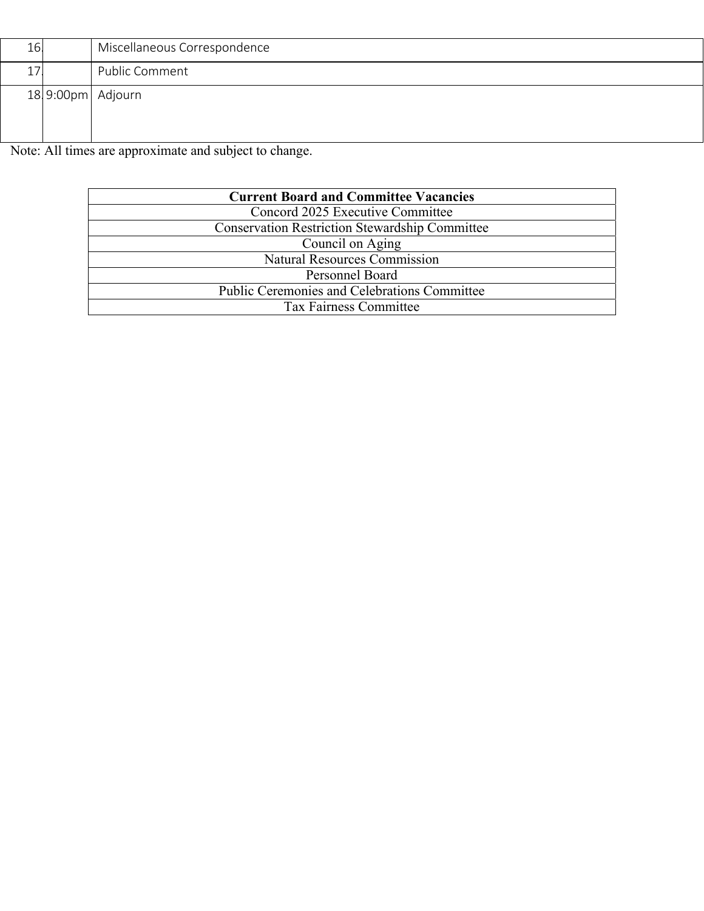| | | |
|---|---|---|
| 16. | | Miscellaneous Correspondence |
| 17. | | Public Comment |
| 18. | 9:00pm | Adjourn |

Note: All times are approximate and subject to change.

| **Current Board and Committee Vacancies** |
|---|
| Concord 2025 Executive Committee |
| Conservation Restriction Stewardship Committee |
| Council on Aging |
| Natural Resources Commission |
| Personnel Board |
| Public Ceremonies and Celebrations Committee |
| Tax Fairness Committee |